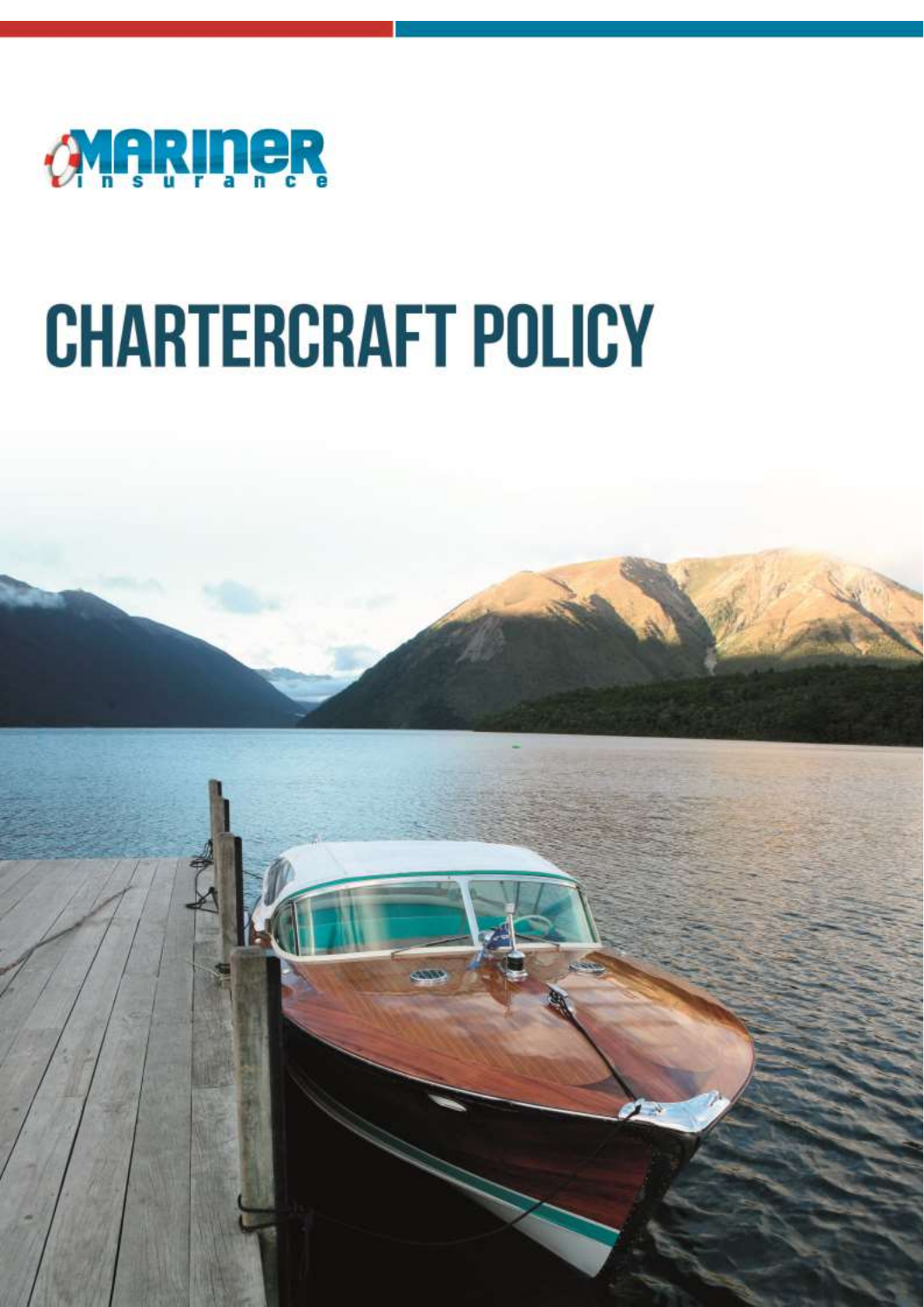Mariner Insurance

# CHARTERCRAFT POLICY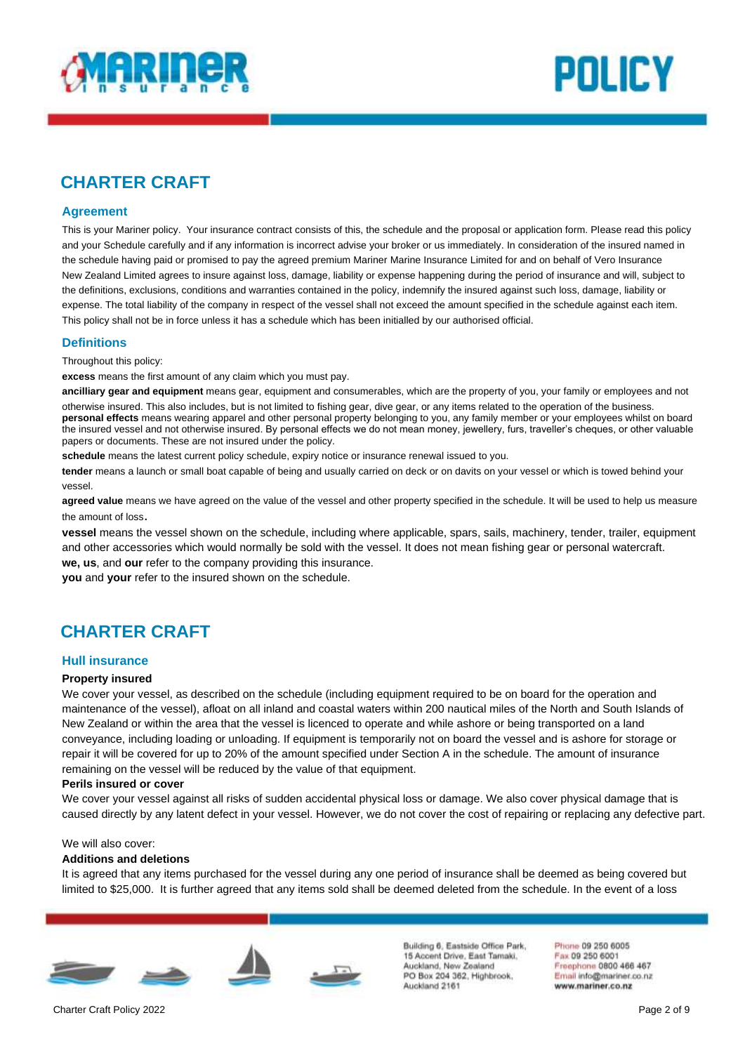## CHARTER CRAFT

### Agreement

This is your Mariner policy. Your insurance contract consists of this, the schedule and the proposal or application form. Please read this policy and your Schedule carefully and if any information is incorrect advise your broker or us immediately. In consideration of the insured named in the schedule having paid or promised to pay the agreed premium Mariner Marine Insurance Limited for and on behalf of Vero Insurance New Zealand Limited agrees to insure against loss, damage, liability or expense happening during the period of insurance and will, subject to the definitions, exclusions, conditions and warranties contained in the policy, indemnify the insured against such loss, damage, liability or expense. The total liability of the company in respect of the vessel shall not exceed the amount specified in the schedule against each item. This policy shall not be in force unless it has a schedule which has been initialled by our authorised official.

### Definitions

Throughout this policy:

**excess** means the first amount of any claim which you must pay.

**ancilliary gear and equipment** means gear, equipment and consumerables, which are the property of you, your family or employees and not otherwise insured. This also includes, but is not limited to fishing gear, dive gear, or any items related to the operation of the business.

**personal effects** means wearing apparel and other personal property belonging to you, any family member or your employees whilst on board the insured vessel and not otherwise insured. By personal effects we do not mean money, jewellery, furs, traveller's cheques, or other valuable papers or documents. These are not insured under the policy.

**schedule** means the latest current policy schedule, expiry notice or insurance renewal issued to you.

**tender** means a launch or small boat capable of being and usually carried on deck or on davits on your vessel or which is towed behind your vessel.

**agreed value** means we have agreed on the value of the vessel and other property specified in the schedule. It will be used to help us measure the amount of loss.

**vessel** means the vessel shown on the schedule, including where applicable, spars, sails, machinery, tender, trailer, equipment and other accessories which would normally be sold with the vessel. It does not mean fishing gear or personal watercraft.

**we, us**, and **our** refer to the company providing this insurance.

**you** and **your** refer to the insured shown on the schedule.

## CHARTER CRAFT

### Hull insurance

**Property insured**

We cover your vessel, as described on the schedule (including equipment required to be on board for the operation and maintenance of the vessel), afloat on all inland and coastal waters within 200 nautical miles of the North and South Islands of New Zealand or within the area that the vessel is licenced to operate and while ashore or being transported on a land conveyance, including loading or unloading. If equipment is temporarily not on board the vessel and is ashore for storage or repair it will be covered for up to 20% of the amount specified under Section A in the schedule. The amount of insurance remaining on the vessel will be reduced by the value of that equipment.

**Perils insured or cover**

We cover your vessel against all risks of sudden accidental physical loss or damage. We also cover physical damage that is caused directly by any latent defect in your vessel. However, we do not cover the cost of repairing or replacing any defective part.

We will also cover:

**Additions and deletions**

It is agreed that any items purchased for the vessel during any one period of insurance shall be deemed as being covered but limited to $25,000. It is further agreed that any items sold shall be deemed deleted from the schedule. In the event of a loss

Building 6, Eastside Office Park, 15 Accent Drive, East Tamaki, Auckland, New Zealand
PO Box 204 362, Highbrook, Auckland 2161

Phone 09 250 6005
Fax 09 250 6001
Freephone 0800 466 467
Email info@mariner.co.nz
www.mariner.co.nz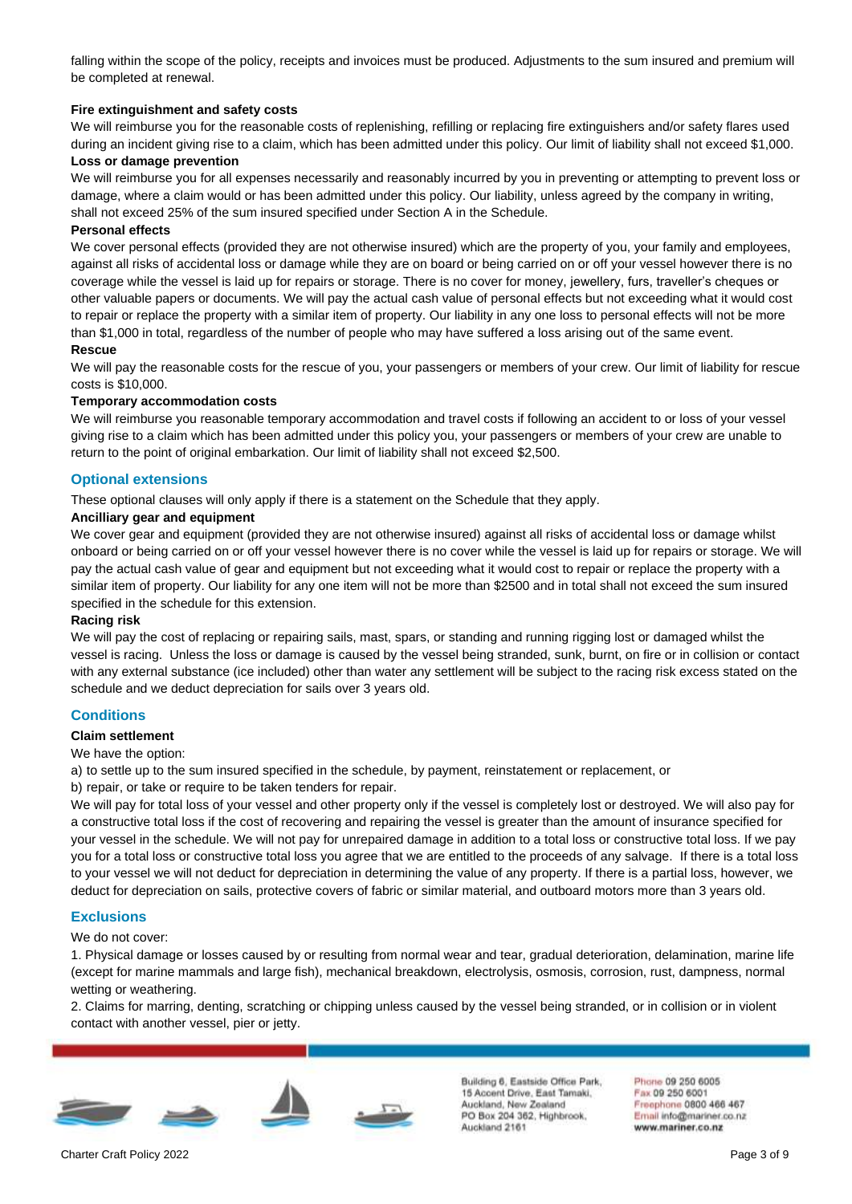falling within the scope of the policy, receipts and invoices must be produced. Adjustments to the sum insured and premium will be completed at renewal.

**Fire extinguishment and safety costs**

We will reimburse you for the reasonable costs of replenishing, refilling or replacing fire extinguishers and/or safety flares used during an incident giving rise to a claim, which has been admitted under this policy. Our limit of liability shall not exceed $1,000.

**Loss or damage prevention**

We will reimburse you for all expenses necessarily and reasonably incurred by you in preventing or attempting to prevent loss or damage, where a claim would or has been admitted under this policy. Our liability, unless agreed by the company in writing, shall not exceed 25% of the sum insured specified under Section A in the Schedule.

**Personal effects**

We cover personal effects (provided they are not otherwise insured) which are the property of you, your family and employees, against all risks of accidental loss or damage while they are on board or being carried on or off your vessel however there is no coverage while the vessel is laid up for repairs or storage. There is no cover for money, jewellery, furs, traveller's cheques or other valuable papers or documents. We will pay the actual cash value of personal effects but not exceeding what it would cost to repair or replace the property with a similar item of property. Our liability in any one loss to personal effects will not be more than $1,000 in total, regardless of the number of people who may have suffered a loss arising out of the same event.

**Rescue**

We will pay the reasonable costs for the rescue of you, your passengers or members of your crew. Our limit of liability for rescue costs is $10,000.

**Temporary accommodation costs**

We will reimburse you reasonable temporary accommodation and travel costs if following an accident to or loss of your vessel giving rise to a claim which has been admitted under this policy you, your passengers or members of your crew are unable to return to the point of original embarkation. Our limit of liability shall not exceed $2,500.

## Optional extensions

These optional clauses will only apply if there is a statement on the Schedule that they apply.

**Ancilliary gear and equipment**

We cover gear and equipment (provided they are not otherwise insured) against all risks of accidental loss or damage whilst onboard or being carried on or off your vessel however there is no cover while the vessel is laid up for repairs or storage. We will pay the actual cash value of gear and equipment but not exceeding what it would cost to repair or replace the property with a similar item of property. Our liability for any one item will not be more than $2500 and in total shall not exceed the sum insured specified in the schedule for this extension.

**Racing risk**

We will pay the cost of replacing or repairing sails, mast, spars, or standing and running rigging lost or damaged whilst the vessel is racing. Unless the loss or damage is caused by the vessel being stranded, sunk, burnt, on fire or in collision or contact with any external substance (ice included) other than water any settlement will be subject to the racing risk excess stated on the schedule and we deduct depreciation for sails over 3 years old.

## Conditions

**Claim settlement**

We have the option:

a) to settle up to the sum insured specified in the schedule, by payment, reinstatement or replacement, or

b) repair, or take or require to be taken tenders for repair.

We will pay for total loss of your vessel and other property only if the vessel is completely lost or destroyed. We will also pay for a constructive total loss if the cost of recovering and repairing the vessel is greater than the amount of insurance specified for your vessel in the schedule. We will not pay for unrepaired damage in addition to a total loss or constructive total loss. If we pay you for a total loss or constructive total loss you agree that we are entitled to the proceeds of any salvage. If there is a total loss to your vessel we will not deduct for depreciation in determining the value of any property. If there is a partial loss, however, we deduct for depreciation on sails, protective covers of fabric or similar material, and outboard motors more than 3 years old.

## Exclusions

We do not cover:

1. Physical damage or losses caused by or resulting from normal wear and tear, gradual deterioration, delamination, marine life (except for marine mammals and large fish), mechanical breakdown, electrolysis, osmosis, corrosion, rust, dampness, normal wetting or weathering.
2. Claims for marring, denting, scratching or chipping unless caused by the vessel being stranded, or in collision or in violent contact with another vessel, pier or jetty.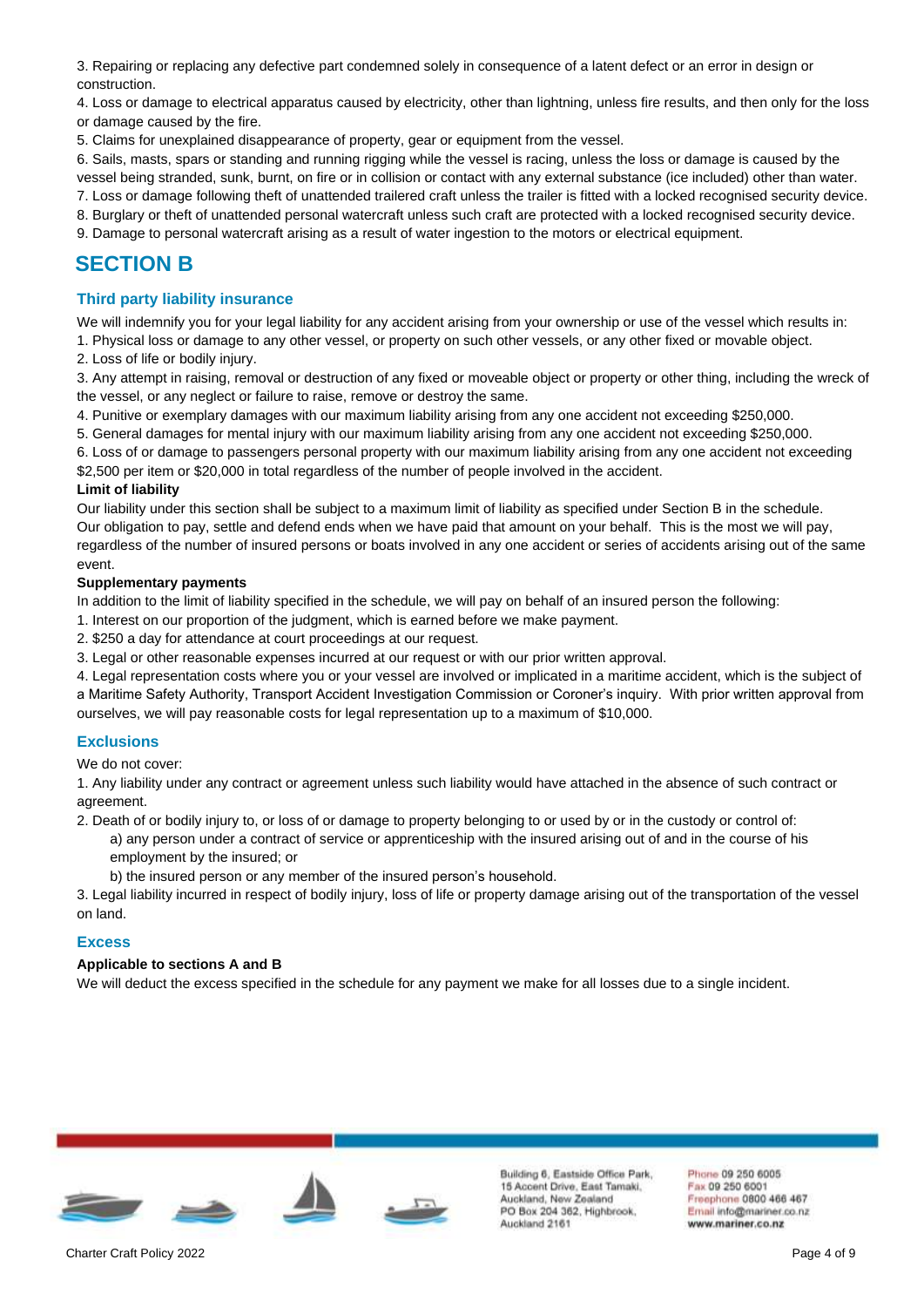3. Repairing or replacing any defective part condemned solely in consequence of a latent defect or an error in design or construction.
4. Loss or damage to electrical apparatus caused by electricity, other than lightning, unless fire results, and then only for the loss or damage caused by the fire.
5. Claims for unexplained disappearance of property, gear or equipment from the vessel.
6. Sails, masts, spars or standing and running rigging while the vessel is racing, unless the loss or damage is caused by the vessel being stranded, sunk, burnt, on fire or in collision or contact with any external substance (ice included) other than water.
7. Loss or damage following theft of unattended trailered craft unless the trailer is fitted with a locked recognised security device.
8. Burglary or theft of unattended personal watercraft unless such craft are protected with a locked recognised security device.
9. Damage to personal watercraft arising as a result of water ingestion to the motors or electrical equipment.

# SECTION B

## Third party liability insurance

We will indemnify you for your legal liability for any accident arising from your ownership or use of the vessel which results in:

1. Physical loss or damage to any other vessel, or property on such other vessels, or any other fixed or movable object.
2. Loss of life or bodily injury.
3. Any attempt in raising, removal or destruction of any fixed or moveable object or property or other thing, including the wreck of the vessel, or any neglect or failure to raise, remove or destroy the same.
4. Punitive or exemplary damages with our maximum liability arising from any one accident not exceeding $250,000.
5. General damages for mental injury with our maximum liability arising from any one accident not exceeding $250,000.
6. Loss of or damage to passengers personal property with our maximum liability arising from any one accident not exceeding $2,500 per item or $20,000 in total regardless of the number of people involved in the accident.

**Limit of liability**

Our liability under this section shall be subject to a maximum limit of liability as specified under Section B in the schedule. Our obligation to pay, settle and defend ends when we have paid that amount on your behalf. This is the most we will pay, regardless of the number of insured persons or boats involved in any one accident or series of accidents arising out of the same event.

**Supplementary payments**

In addition to the limit of liability specified in the schedule, we will pay on behalf of an insured person the following:

1. Interest on our proportion of the judgment, which is earned before we make payment.
2. $250 a day for attendance at court proceedings at our request.
3. Legal or other reasonable expenses incurred at our request or with our prior written approval.
4. Legal representation costs where you or your vessel are involved or implicated in a maritime accident, which is the subject of a Maritime Safety Authority, Transport Accident Investigation Commission or Coroner's inquiry. With prior written approval from ourselves, we will pay reasonable costs for legal representation up to a maximum of $10,000.

## Exclusions

We do not cover:

1. Any liability under any contract or agreement unless such liability would have attached in the absence of such contract or agreement.
2. Death of or bodily injury to, or loss of or damage to property belonging to or used by or in the custody or control of:
   a) any person under a contract of service or apprenticeship with the insured arising out of and in the course of his employment by the insured; or
   b) the insured person or any member of the insured person's household.
3. Legal liability incurred in respect of bodily injury, loss of life or property damage arising out of the transportation of the vessel on land.

## Excess

**Applicable to sections A and B**

We will deduct the excess specified in the schedule for any payment we make for all losses due to a single incident.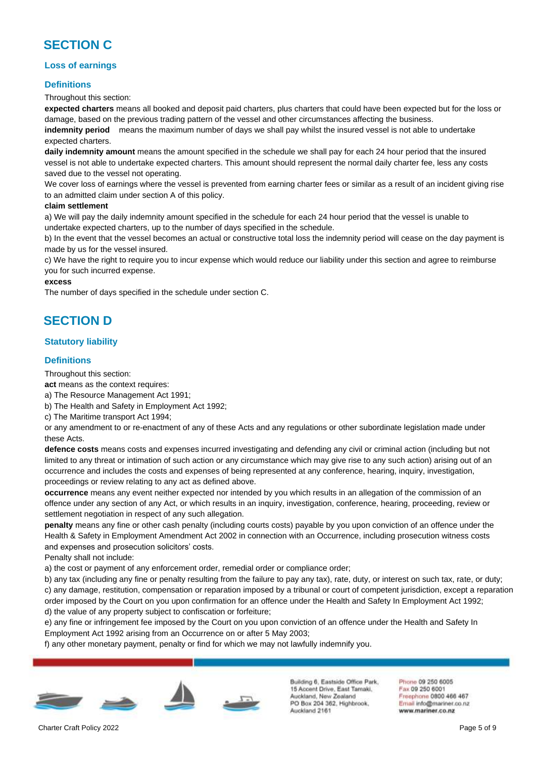# SECTION C

## Loss of earnings

### Definitions

Throughout this section:

**expected charters** means all booked and deposit paid charters, plus charters that could have been expected but for the loss or damage, based on the previous trading pattern of the vessel and other circumstances affecting the business.

**indemnity period** means the maximum number of days we shall pay whilst the insured vessel is not able to undertake expected charters.

**daily indemnity amount** means the amount specified in the schedule we shall pay for each 24 hour period that the insured vessel is not able to undertake expected charters. This amount should represent the normal daily charter fee, less any costs saved due to the vessel not operating.

We cover loss of earnings where the vessel is prevented from earning charter fees or similar as a result of an incident giving rise to an admitted claim under section A of this policy.

**claim settlement**

a) We will pay the daily indemnity amount specified in the schedule for each 24 hour period that the vessel is unable to undertake expected charters, up to the number of days specified in the schedule.

b) In the event that the vessel becomes an actual or constructive total loss the indemnity period will cease on the day payment is made by us for the vessel insured.

c) We have the right to require you to incur expense which would reduce our liability under this section and agree to reimburse you for such incurred expense.

**excess**

The number of days specified in the schedule under section C.

# SECTION D

## Statutory liability

### Definitions

Throughout this section:

**act** means as the context requires:

a) The Resource Management Act 1991;

b) The Health and Safety in Employment Act 1992;

c) The Maritime transport Act 1994;

or any amendment to or re-enactment of any of these Acts and any regulations or other subordinate legislation made under these Acts.

**defence costs** means costs and expenses incurred investigating and defending any civil or criminal action (including but not limited to any threat or intimation of such action or any circumstance which may give rise to any such action) arising out of an occurrence and includes the costs and expenses of being represented at any conference, hearing, inquiry, investigation, proceedings or review relating to any act as defined above.

**occurrence** means any event neither expected nor intended by you which results in an allegation of the commission of an offence under any section of any Act, or which results in an inquiry, investigation, conference, hearing, proceeding, review or settlement negotiation in respect of any such allegation.

**penalty** means any fine or other cash penalty (including courts costs) payable by you upon conviction of an offence under the Health & Safety in Employment Amendment Act 2002 in connection with an Occurrence, including prosecution witness costs and expenses and prosecution solicitors' costs.

Penalty shall not include:

a) the cost or payment of any enforcement order, remedial order or compliance order;

b) any tax (including any fine or penalty resulting from the failure to pay any tax), rate, duty, or interest on such tax, rate, or duty;

c) any damage, restitution, compensation or reparation imposed by a tribunal or court of competent jurisdiction, except a reparation order imposed by the Court on you upon confirmation for an offence under the Health and Safety In Employment Act 1992;

d) the value of any property subject to confiscation or forfeiture;

e) any fine or infringement fee imposed by the Court on you upon conviction of an offence under the Health and Safety In Employment Act 1992 arising from an Occurrence on or after 5 May 2003;

f) any other monetary payment, penalty or find for which we may not lawfully indemnify you.

Building 6, Eastside Office Park, 15 Accent Drive, East Tamaki, Auckland, New Zealand
PO Box 204 362, Highbrook, Auckland 2161

Phone 09 250 6005
Fax 09 250 6001
Freephone 0800 466 467
Email info@mariner.co.nz
www.mariner.co.nz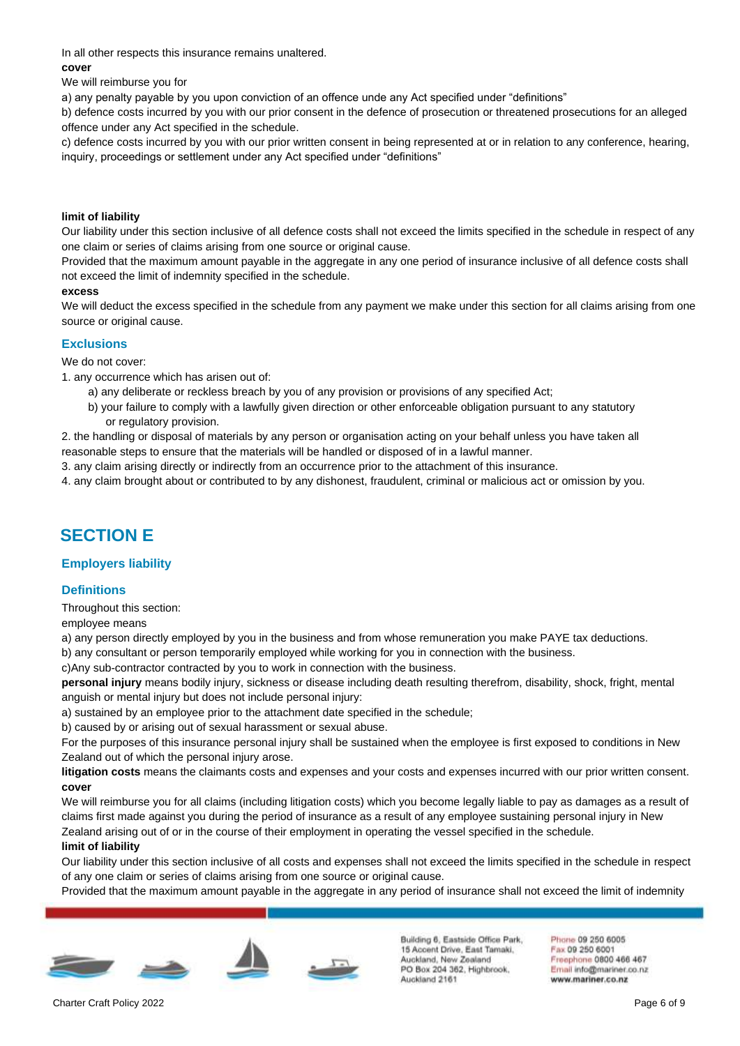In all other respects this insurance remains unaltered.

**cover**

We will reimburse you for

a) any penalty payable by you upon conviction of an offence unde any Act specified under "definitions"

b) defence costs incurred by you with our prior consent in the defence of prosecution or threatened prosecutions for an alleged offence under any Act specified in the schedule.

c) defence costs incurred by you with our prior written consent in being represented at or in relation to any conference, hearing, inquiry, proceedings or settlement under any Act specified under "definitions"

**limit of liability**

Our liability under this section inclusive of all defence costs shall not exceed the limits specified in the schedule in respect of any one claim or series of claims arising from one source or original cause.

Provided that the maximum amount payable in the aggregate in any one period of insurance inclusive of all defence costs shall not exceed the limit of indemnity specified in the schedule.

**excess**

We will deduct the excess specified in the schedule from any payment we make under this section for all claims arising from one source or original cause.

### Exclusions

We do not cover:

1. any occurrence which has arisen out of:
   a) any deliberate or reckless breach by you of any provision or provisions of any specified Act;
   b) your failure to comply with a lawfully given direction or other enforceable obligation pursuant to any statutory or regulatory provision.
2. the handling or disposal of materials by any person or organisation acting on your behalf unless you have taken all reasonable steps to ensure that the materials will be handled or disposed of in a lawful manner.
3. any claim arising directly or indirectly from an occurrence prior to the attachment of this insurance.
4. any claim brought about or contributed to by any dishonest, fraudulent, criminal or malicious act or omission by you.

## SECTION E

### Employers liability

### Definitions

Throughout this section:

employee means

a) any person directly employed by you in the business and from whose remuneration you make PAYE tax deductions.

b) any consultant or person temporarily employed while working for you in connection with the business.

c)Any sub-contractor contracted by you to work in connection with the business.

**personal injury** means bodily injury, sickness or disease including death resulting therefrom, disability, shock, fright, mental anguish or mental injury but does not include personal injury:

a) sustained by an employee prior to the attachment date specified in the schedule;

b) caused by or arising out of sexual harassment or sexual abuse.

For the purposes of this insurance personal injury shall be sustained when the employee is first exposed to conditions in New Zealand out of which the personal injury arose.

**litigation costs** means the claimants costs and expenses and your costs and expenses incurred with our prior written consent.

**cover**

We will reimburse you for all claims (including litigation costs) which you become legally liable to pay as damages as a result of claims first made against you during the period of insurance as a result of any employee sustaining personal injury in New Zealand arising out of or in the course of their employment in operating the vessel specified in the schedule.

**limit of liability**

Our liability under this section inclusive of all costs and expenses shall not exceed the limits specified in the schedule in respect of any one claim or series of claims arising from one source or original cause.

Provided that the maximum amount payable in the aggregate in any period of insurance shall not exceed the limit of indemnity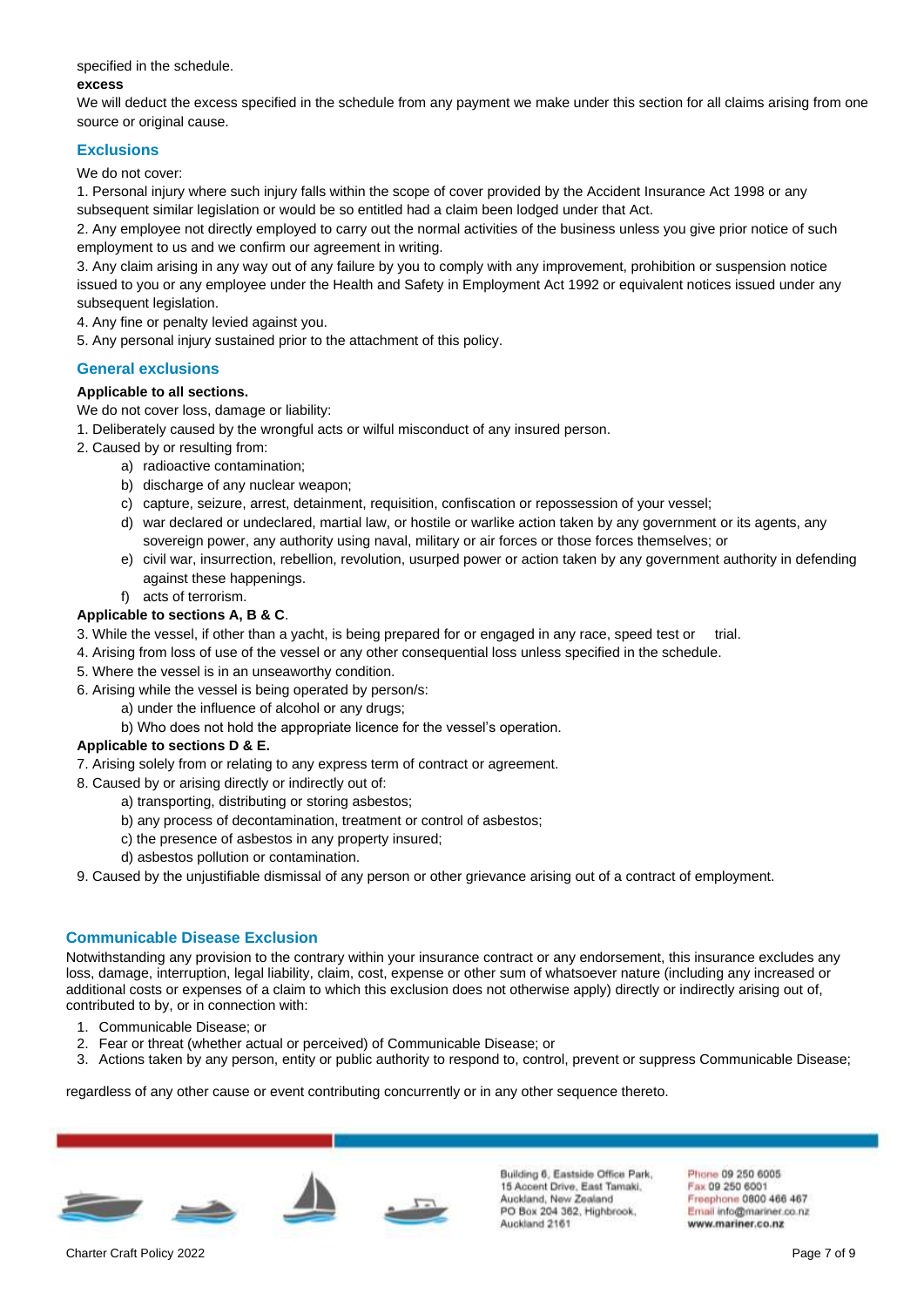specified in the schedule.

**excess**

We will deduct the excess specified in the schedule from any payment we make under this section for all claims arising from one source or original cause.

## Exclusions

We do not cover:

1. Personal injury where such injury falls within the scope of cover provided by the Accident Insurance Act 1998 or any subsequent similar legislation or would be so entitled had a claim been lodged under that Act.
2. Any employee not directly employed to carry out the normal activities of the business unless you give prior notice of such employment to us and we confirm our agreement in writing.
3. Any claim arising in any way out of any failure by you to comply with any improvement, prohibition or suspension notice issued to you or any employee under the Health and Safety in Employment Act 1992 or equivalent notices issued under any subsequent legislation.
4. Any fine or penalty levied against you.
5. Any personal injury sustained prior to the attachment of this policy.

## General exclusions

**Applicable to all sections.**

We do not cover loss, damage or liability:

1. Deliberately caused by the wrongful acts or wilful misconduct of any insured person.
2. Caused by or resulting from:
   a) radioactive contamination;
   b) discharge of any nuclear weapon;
   c) capture, seizure, arrest, detainment, requisition, confiscation or repossession of your vessel;
   d) war declared or undeclared, martial law, or hostile or warlike action taken by any government or its agents, any sovereign power, any authority using naval, military or air forces or those forces themselves; or
   e) civil war, insurrection, rebellion, revolution, usurped power or action taken by any government authority in defending against these happenings.
   f) acts of terrorism.

**Applicable to sections A, B & C**.

3. While the vessel, if other than a yacht, is being prepared for or engaged in any race, speed test or trial.
4. Arising from loss of use of the vessel or any other consequential loss unless specified in the schedule.
5. Where the vessel is in an unseaworthy condition.
6. Arising while the vessel is being operated by person/s:
   a) under the influence of alcohol or any drugs;
   b) Who does not hold the appropriate licence for the vessel's operation.

**Applicable to sections D & E.**

7. Arising solely from or relating to any express term of contract or agreement.
8. Caused by or arising directly or indirectly out of:
   a) transporting, distributing or storing asbestos;
   b) any process of decontamination, treatment or control of asbestos;
   c) the presence of asbestos in any property insured;
   d) asbestos pollution or contamination.
9. Caused by the unjustifiable dismissal of any person or other grievance arising out of a contract of employment.

## Communicable Disease Exclusion

Notwithstanding any provision to the contrary within your insurance contract or any endorsement, this insurance excludes any loss, damage, interruption, legal liability, claim, cost, expense or other sum of whatsoever nature (including any increased or additional costs or expenses of a claim to which this exclusion does not otherwise apply) directly or indirectly arising out of, contributed to by, or in connection with:

1. Communicable Disease; or
2. Fear or threat (whether actual or perceived) of Communicable Disease; or
3. Actions taken by any person, entity or public authority to respond to, control, prevent or suppress Communicable Disease;

regardless of any other cause or event contributing concurrently or in any other sequence thereto.

Building 6, Eastside Office Park, 15 Accent Drive, East Tamaki, Auckland, New Zealand
PO Box 204 362, Highbrook, Auckland 2161

Phone 09 250 6005
Fax 09 250 6001
Freephone 0800 466 467
Email info@mariner.co.nz
www.mariner.co.nz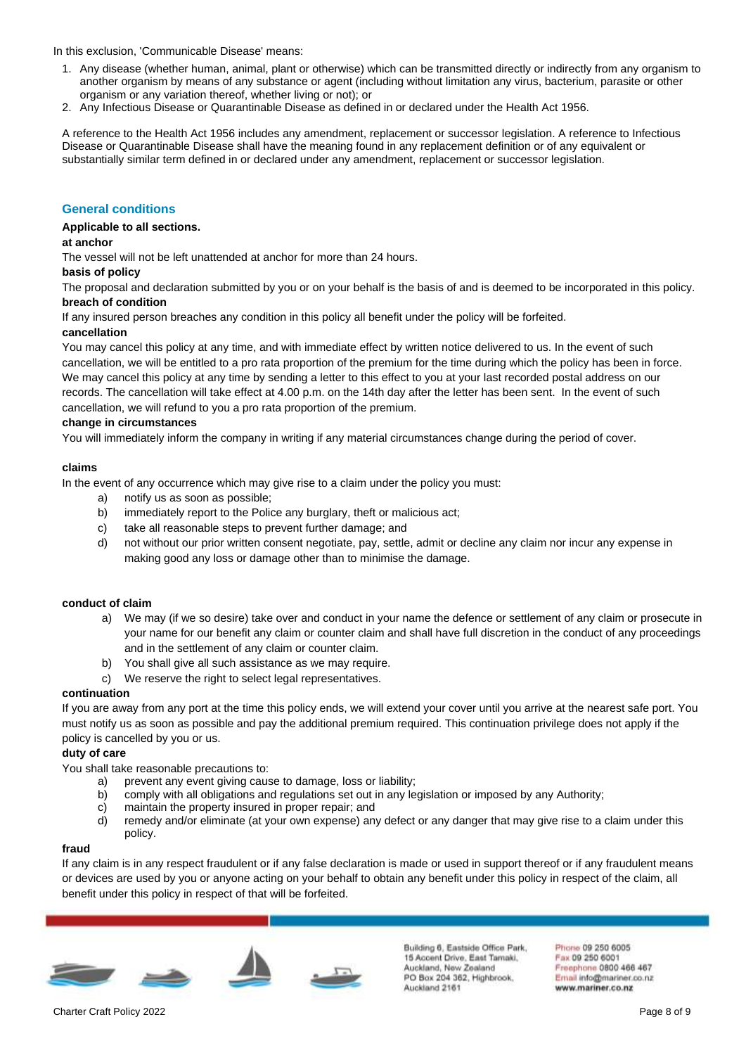In this exclusion, 'Communicable Disease' means:

1. Any disease (whether human, animal, plant or otherwise) which can be transmitted directly or indirectly from any organism to another organism by means of any substance or agent (including without limitation any virus, bacterium, parasite or other organism or any variation thereof, whether living or not); or
2. Any Infectious Disease or Quarantinable Disease as defined in or declared under the Health Act 1956.

A reference to the Health Act 1956 includes any amendment, replacement or successor legislation. A reference to Infectious Disease or Quarantinable Disease shall have the meaning found in any replacement definition or of any equivalent or substantially similar term defined in or declared under any amendment, replacement or successor legislation.

## General conditions

**Applicable to all sections.**

**at anchor**

The vessel will not be left unattended at anchor for more than 24 hours.

**basis of policy**

The proposal and declaration submitted by you or on your behalf is the basis of and is deemed to be incorporated in this policy.

**breach of condition**

If any insured person breaches any condition in this policy all benefit under the policy will be forfeited.

**cancellation**

You may cancel this policy at any time, and with immediate effect by written notice delivered to us. In the event of such cancellation, we will be entitled to a pro rata proportion of the premium for the time during which the policy has been in force. We may cancel this policy at any time by sending a letter to this effect to you at your last recorded postal address on our records. The cancellation will take effect at 4.00 p.m. on the 14th day after the letter has been sent. In the event of such cancellation, we will refund to you a pro rata proportion of the premium.

**change in circumstances**

You will immediately inform the company in writing if any material circumstances change during the period of cover.

**claims**

In the event of any occurrence which may give rise to a claim under the policy you must:

a) notify us as soon as possible;
b) immediately report to the Police any burglary, theft or malicious act;
c) take all reasonable steps to prevent further damage; and
d) not without our prior written consent negotiate, pay, settle, admit or decline any claim nor incur any expense in making good any loss or damage other than to minimise the damage.

**conduct of claim**

a) We may (if we so desire) take over and conduct in your name the defence or settlement of any claim or prosecute in your name for our benefit any claim or counter claim and shall have full discretion in the conduct of any proceedings and in the settlement of any claim or counter claim.
b) You shall give all such assistance as we may require.
c) We reserve the right to select legal representatives.

**continuation**

If you are away from any port at the time this policy ends, we will extend your cover until you arrive at the nearest safe port. You must notify us as soon as possible and pay the additional premium required. This continuation privilege does not apply if the policy is cancelled by you or us.

**duty of care**

You shall take reasonable precautions to:

a) prevent any event giving cause to damage, loss or liability;
b) comply with all obligations and regulations set out in any legislation or imposed by any Authority;
c) maintain the property insured in proper repair; and
d) remedy and/or eliminate (at your own expense) any defect or any danger that may give rise to a claim under this policy.

**fraud**

If any claim is in any respect fraudulent or if any false declaration is made or used in support thereof or if any fraudulent means or devices are used by you or anyone acting on your behalf to obtain any benefit under this policy in respect of the claim, all benefit under this policy in respect of that will be forfeited.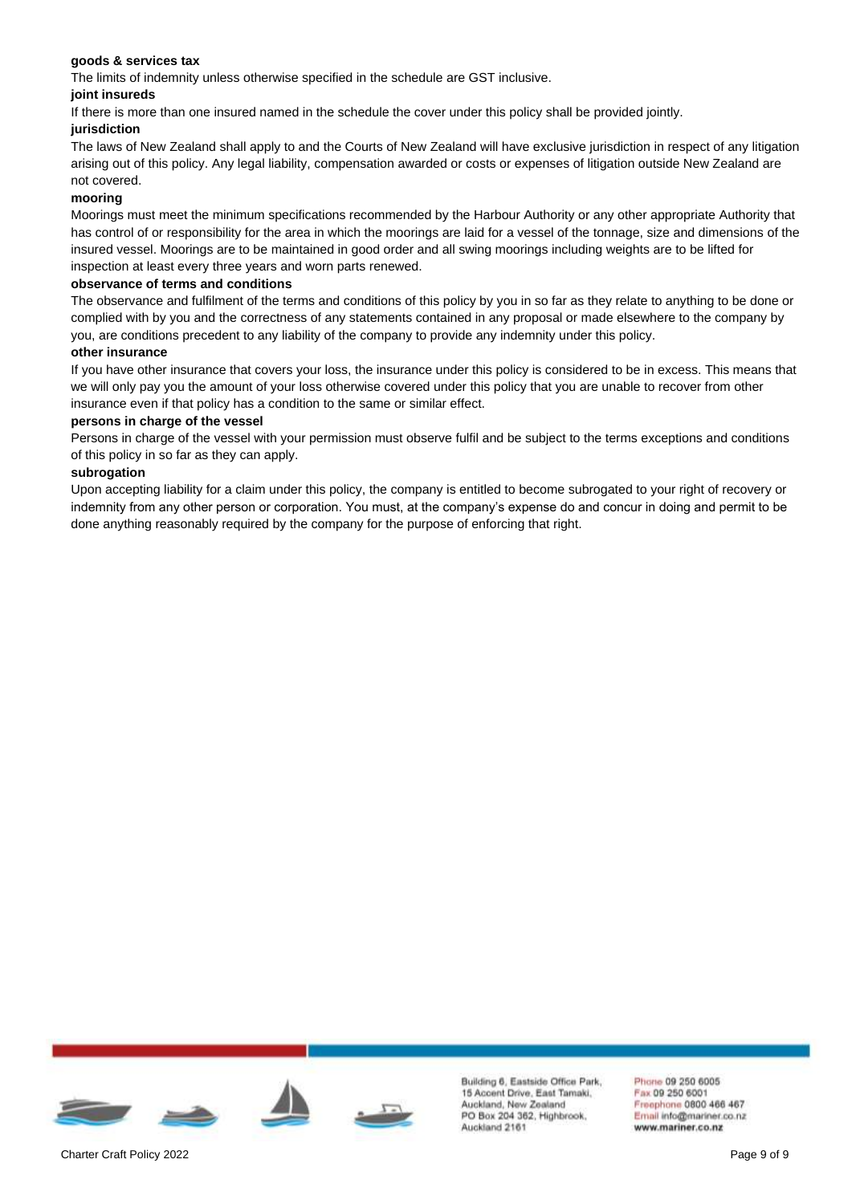**goods & services tax**

The limits of indemnity unless otherwise specified in the schedule are GST inclusive.

**joint insureds**

If there is more than one insured named in the schedule the cover under this policy shall be provided jointly.

**jurisdiction**

The laws of New Zealand shall apply to and the Courts of New Zealand will have exclusive jurisdiction in respect of any litigation arising out of this policy. Any legal liability, compensation awarded or costs or expenses of litigation outside New Zealand are not covered.

**mooring**

Moorings must meet the minimum specifications recommended by the Harbour Authority or any other appropriate Authority that has control of or responsibility for the area in which the moorings are laid for a vessel of the tonnage, size and dimensions of the insured vessel. Moorings are to be maintained in good order and all swing moorings including weights are to be lifted for inspection at least every three years and worn parts renewed.

**observance of terms and conditions**

The observance and fulfilment of the terms and conditions of this policy by you in so far as they relate to anything to be done or complied with by you and the correctness of any statements contained in any proposal or made elsewhere to the company by you, are conditions precedent to any liability of the company to provide any indemnity under this policy.

**other insurance**

If you have other insurance that covers your loss, the insurance under this policy is considered to be in excess. This means that we will only pay you the amount of your loss otherwise covered under this policy that you are unable to recover from other insurance even if that policy has a condition to the same or similar effect.

**persons in charge of the vessel**

Persons in charge of the vessel with your permission must observe fulfil and be subject to the terms exceptions and conditions of this policy in so far as they can apply.

**subrogation**

Upon accepting liability for a claim under this policy, the company is entitled to become subrogated to your right of recovery or indemnity from any other person or corporation. You must, at the company's expense do and concur in doing and permit to be done anything reasonably required by the company for the purpose of enforcing that right.

Building 6, Eastside Office Park,
15 Accent Drive, East Tamaki,
Auckland, New Zealand
PO Box 204 362, Highbrook,
Auckland 2161

Phone 09 250 6005
Fax 09 250 6001
Freephone 0800 466 467
Email info@mariner.co.nz
www.mariner.co.nz